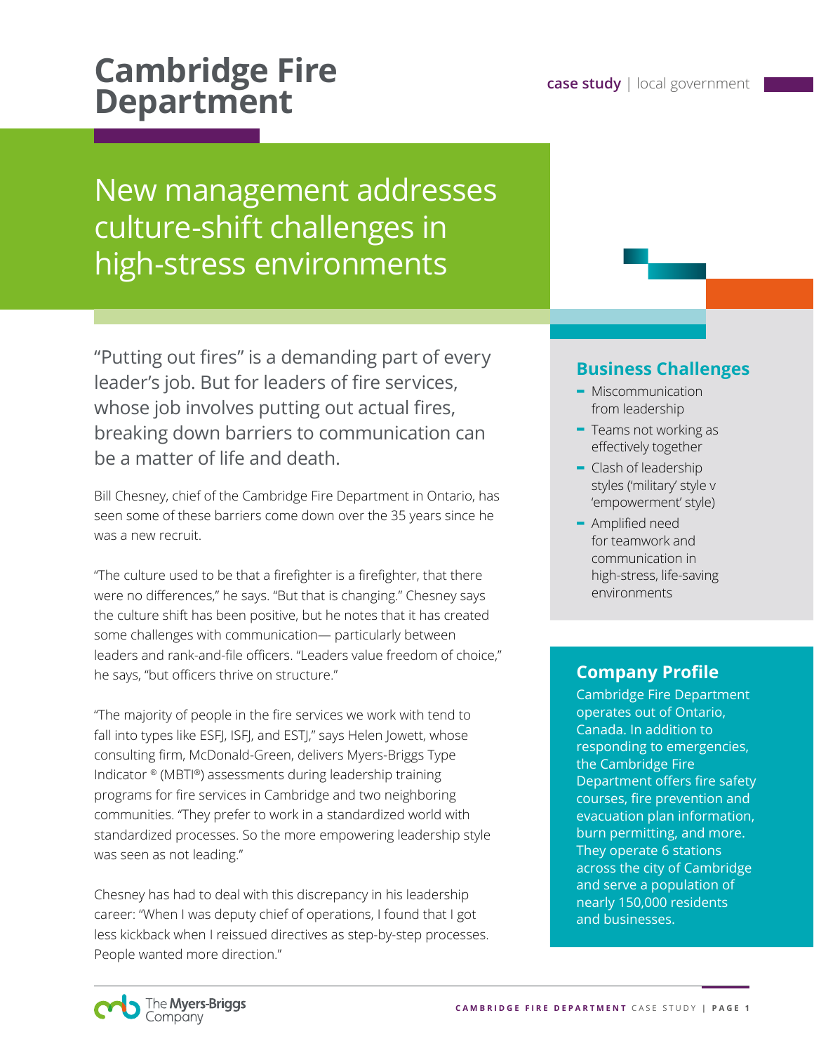# Cambridge Fire Department

**case study** | local government

## New management addresses culture-shift challenges in high-stress environments

"Putting out fires" is a demanding part of every leader's job. But for leaders of fire services, whose job involves putting out actual fires, breaking down barriers to communication can be a matter of life and death.

Bill Chesney, chief of the Cambridge Fire Department in Ontario, has seen some of these barriers come down over the 35 years since he was a new recruit.

"The culture used to be that a firefighter is a firefighter, that there were no differences," he says. "But that is changing." Chesney says the culture shift has been positive, but he notes that it has created some challenges with communication— particularly between leaders and rank-and-file officers. "Leaders value freedom of choice," he says, "but officers thrive on structure."

"The majority of people in the fire services we work with tend to fall into types like ESFJ, ISFJ, and ESTJ," says Helen Jowett, whose consulting firm, McDonald-Green, delivers Myers-Briggs Type Indicator ® (MBTI®) assessments during leadership training programs for fire services in Cambridge and two neighboring communities. "They prefer to work in a standardized world with standardized processes. So the more empowering leadership style was seen as not leading."

Chesney has had to deal with this discrepancy in his leadership career: "When I was deputy chief of operations, I found that I got less kickback when I reissued directives as step-by-step processes. People wanted more direction."

### Business Challenges

- Miscommunication from leadership
- Teams not working as effectively together
- Clash of leadership styles ('military' style v 'empowerment' style)
- Amplified need for teamwork and communication in high-stress, life-saving environments

### Company Profile

Cambridge Fire Department operates out of Ontario, Canada. In addition to responding to emergencies, the Cambridge Fire Department offers fire safety courses, fire prevention and evacuation plan information, burn permitting, and more. They operate 6 stations across the city of Cambridge and serve a population of nearly 150,000 residents and businesses.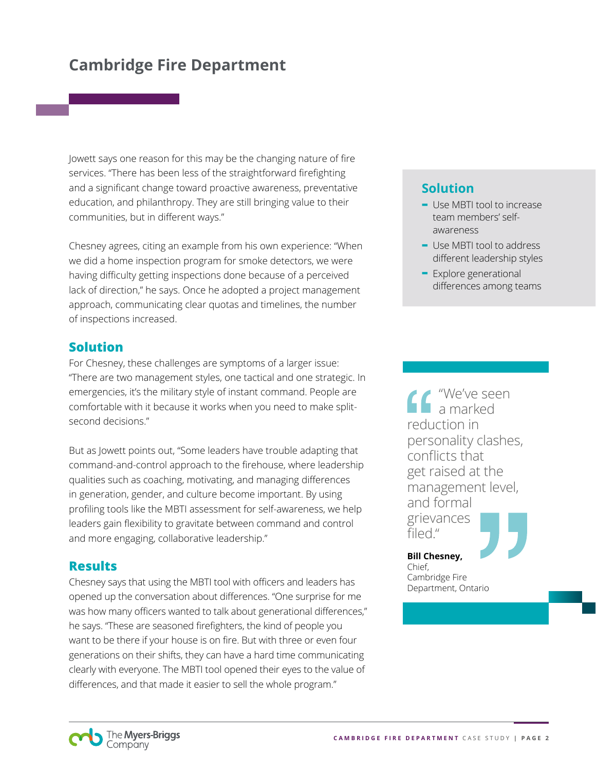# Cambridge Fire Department

Jowett says one reason for this may be the changing nature of fire services. "There has been less of the straightforward firefighting and a significant change toward proactive awareness, preventative education, and philanthropy. They are still bringing value to their communities, but in different ways."

Chesney agrees, citing an example from his own experience: "When we did a home inspection program for smoke detectors, we were having difficulty getting inspections done because of a perceived lack of direction," he says. Once he adopted a project management approach, communicating clear quotas and timelines, the number of inspections increased.

## Solution

For Chesney, these challenges are symptoms of a larger issue: "There are two management styles, one tactical and one strategic. In emergencies, it's the military style of instant command. People are comfortable with it because it works when you need to make split-second decisions."

But as Jowett points out, "Some leaders have trouble adapting that command-and-control approach to the firehouse, where leadership qualities such as coaching, motivating, and managing differences in generation, gender, and culture become important. By using profiling tools like the MBTI assessment for self-awareness, we help leaders gain flexibility to gravitate between command and control and more engaging, collaborative leadership."

## Results

Chesney says that using the MBTI tool with officers and leaders has opened up the conversation about differences. "One surprise for me was how many officers wanted to talk about generational differences," he says. "These are seasoned firefighters, the kind of people you want to be there if your house is on fire. But with three or even four generations on their shifts, they can have a hard time communicating clearly with everyone. The MBTI tool opened their eyes to the value of differences, and that made it easier to sell the whole program."

## Solution

- Use MBTI tool to increase team members' self-awareness
- Use MBTI tool to address different leadership styles
- Explore generational differences among teams

> "We've seen a marked reduction in personality clashes, conflicts that get raised at the management level, and formal grievances filed."
>
> **Bill Chesney,**
> Chief,
> Cambridge Fire Department, Ontario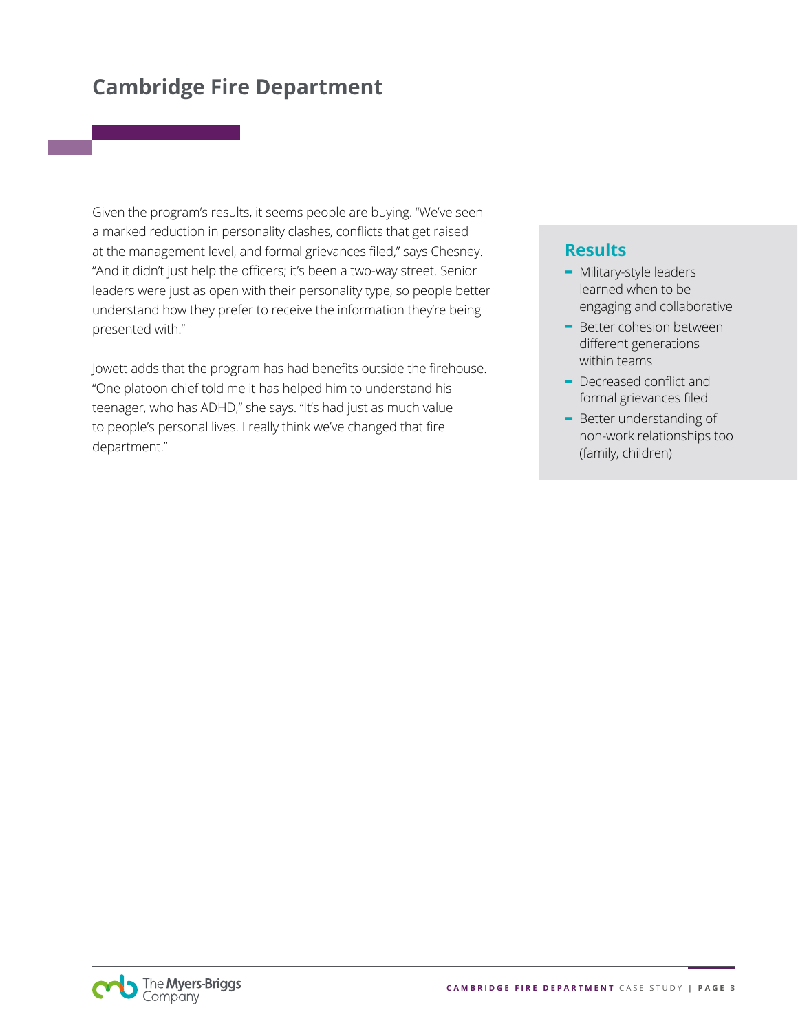# Cambridge Fire Department

Given the program's results, it seems people are buying. "We've seen a marked reduction in personality clashes, conflicts that get raised at the management level, and formal grievances filed," says Chesney. "And it didn't just help the officers; it's been a two-way street. Senior leaders were just as open with their personality type, so people better understand how they prefer to receive the information they're being presented with."

Jowett adds that the program has had benefits outside the firehouse. "One platoon chief told me it has helped him to understand his teenager, who has ADHD," she says. "It's had just as much value to people's personal lives. I really think we've changed that fire department."

## Results

- Military-style leaders learned when to be engaging and collaborative
- Better cohesion between different generations within teams
- Decreased conflict and formal grievances filed
- Better understanding of non-work relationships too (family, children)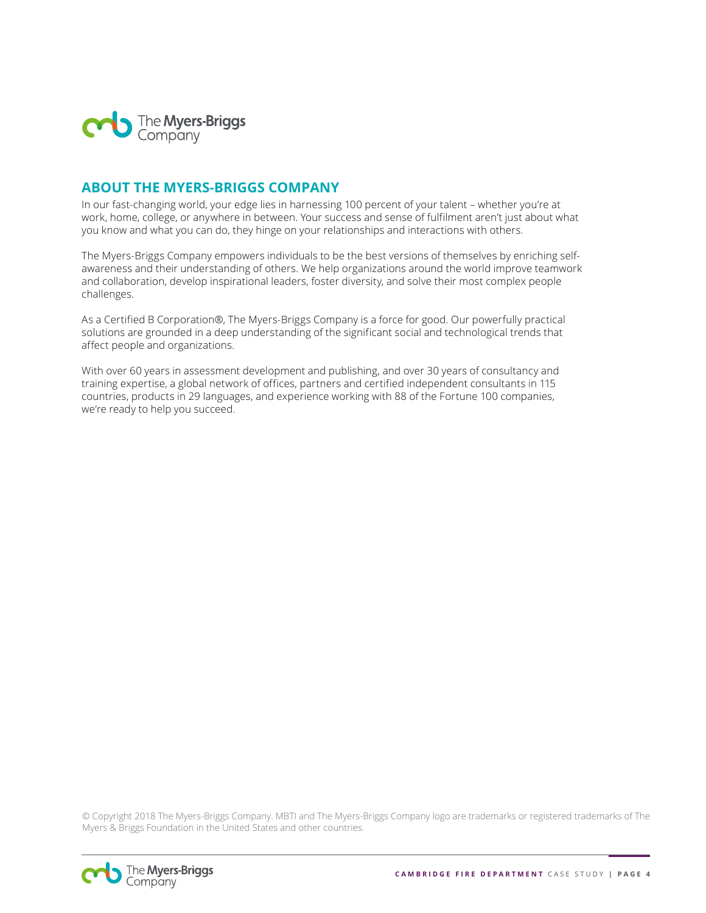## ABOUT THE MYERS-BRIGGS COMPANY

In our fast-changing world, your edge lies in harnessing 100 percent of your talent – whether you're at work, home, college, or anywhere in between. Your success and sense of fulfilment aren't just about what you know and what you can do, they hinge on your relationships and interactions with others.

The Myers-Briggs Company empowers individuals to be the best versions of themselves by enriching self-awareness and their understanding of others. We help organizations around the world improve teamwork and collaboration, develop inspirational leaders, foster diversity, and solve their most complex people challenges.

As a Certified B Corporation®, The Myers-Briggs Company is a force for good. Our powerfully practical solutions are grounded in a deep understanding of the significant social and technological trends that affect people and organizations.

With over 60 years in assessment development and publishing, and over 30 years of consultancy and training expertise, a global network of offices, partners and certified independent consultants in 115 countries, products in 29 languages, and experience working with 88 of the Fortune 100 companies, we're ready to help you succeed.

© Copyright 2018 The Myers-Briggs Company. MBTI and The Myers-Briggs Company logo are trademarks or registered trademarks of The Myers & Briggs Foundation in the United States and other countries.